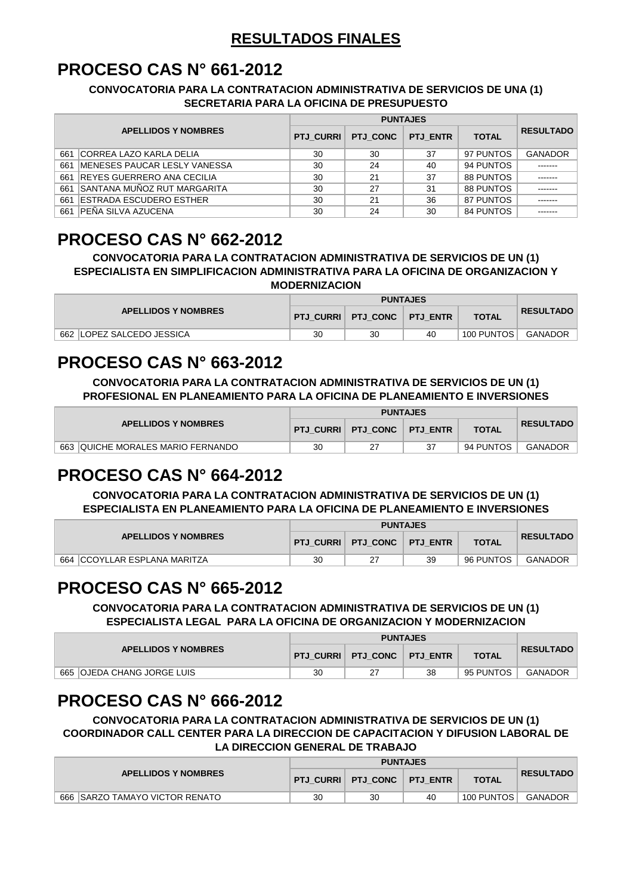## RESULTADOS FINALES

# PROCESO CAS N° 661-2012

**CONVOCATORIA PARA LA CONTRATACION ADMINISTRATIVA DE SERVICIOS DE UNA (1) SECRETARIA PARA LA OFICINA DE PRESUPUESTO**

| | APELLIDOS Y NOMBRES | PUNTAJES | | | | RESULTADO |
|---|---|---|---|---|---|---|
| | | PTJ_CURRI | PTJ_CONC | PTJ_ENTR | TOTAL | |
| 661 | CORREA LAZO KARLA DELIA | 30 | 30 | 37 | 97 PUNTOS | GANADOR |
| 661 | MENESES PAUCAR LESLY VANESSA | 30 | 24 | 40 | 94 PUNTOS | ------- |
| 661 | REYES GUERRERO ANA CECILIA | 30 | 21 | 37 | 88 PUNTOS | ------- |
| 661 | SANTANA MUÑOZ RUT MARGARITA | 30 | 27 | 31 | 88 PUNTOS | ------- |
| 661 | ESTRADA ESCUDERO ESTHER | 30 | 21 | 36 | 87 PUNTOS | ------- |
| 661 | PEÑA SILVA AZUCENA | 30 | 24 | 30 | 84 PUNTOS | ------- |

# PROCESO CAS N° 662-2012

**CONVOCATORIA PARA LA CONTRATACION ADMINISTRATIVA DE SERVICIOS DE UN (1) ESPECIALISTA EN SIMPLIFICACION ADMINISTRATIVA PARA LA OFICINA DE ORGANIZACION Y MODERNIZACION**

| | APELLIDOS Y NOMBRES | PUNTAJES | | | | RESULTADO |
|---|---|---|---|---|---|---|
| | | PTJ_CURRI | PTJ_CONC | PTJ_ENTR | TOTAL | |
| 662 | LOPEZ SALCEDO JESSICA | 30 | 30 | 40 | 100 PUNTOS | GANADOR |

# PROCESO CAS N° 663-2012

**CONVOCATORIA PARA LA CONTRATACION ADMINISTRATIVA DE SERVICIOS DE UN (1) PROFESIONAL EN PLANEAMIENTO PARA LA OFICINA DE PLANEAMIENTO E INVERSIONES**

| | APELLIDOS Y NOMBRES | PUNTAJES | | | | RESULTADO |
|---|---|---|---|---|---|---|
| | | PTJ_CURRI | PTJ_CONC | PTJ_ENTR | TOTAL | |
| 663 | QUICHE MORALES MARIO FERNANDO | 30 | 27 | 37 | 94 PUNTOS | GANADOR |

# PROCESO CAS N° 664-2012

**CONVOCATORIA PARA LA CONTRATACION ADMINISTRATIVA DE SERVICIOS DE UN (1) ESPECIALISTA EN PLANEAMIENTO PARA LA OFICINA DE PLANEAMIENTO E INVERSIONES**

| | APELLIDOS Y NOMBRES | PUNTAJES | | | | RESULTADO |
|---|---|---|---|---|---|---|
| | | PTJ_CURRI | PTJ_CONC | PTJ_ENTR | TOTAL | |
| 664 | CCOYLLAR ESPLANA MARITZA | 30 | 27 | 39 | 96 PUNTOS | GANADOR |

# PROCESO CAS N° 665-2012

**CONVOCATORIA PARA LA CONTRATACION ADMINISTRATIVA DE SERVICIOS DE UN (1) ESPECIALISTA LEGAL PARA LA OFICINA DE ORGANIZACION Y MODERNIZACION**

| | APELLIDOS Y NOMBRES | PUNTAJES | | | | RESULTADO |
|---|---|---|---|---|---|---|
| | | PTJ_CURRI | PTJ_CONC | PTJ_ENTR | TOTAL | |
| 665 | OJEDA CHANG JORGE LUIS | 30 | 27 | 38 | 95 PUNTOS | GANADOR |

# PROCESO CAS N° 666-2012

**CONVOCATORIA PARA LA CONTRATACION ADMINISTRATIVA DE SERVICIOS DE UN (1) COORDINADOR CALL CENTER PARA LA DIRECCION DE CAPACITACION Y DIFUSION LABORAL DE LA DIRECCION GENERAL DE TRABAJO**

| | APELLIDOS Y NOMBRES | PUNTAJES | | | | RESULTADO |
|---|---|---|---|---|---|---|
| | | PTJ_CURRI | PTJ_CONC | PTJ_ENTR | TOTAL | |
| 666 | SARZO TAMAYO VICTOR RENATO | 30 | 30 | 40 | 100 PUNTOS | GANADOR |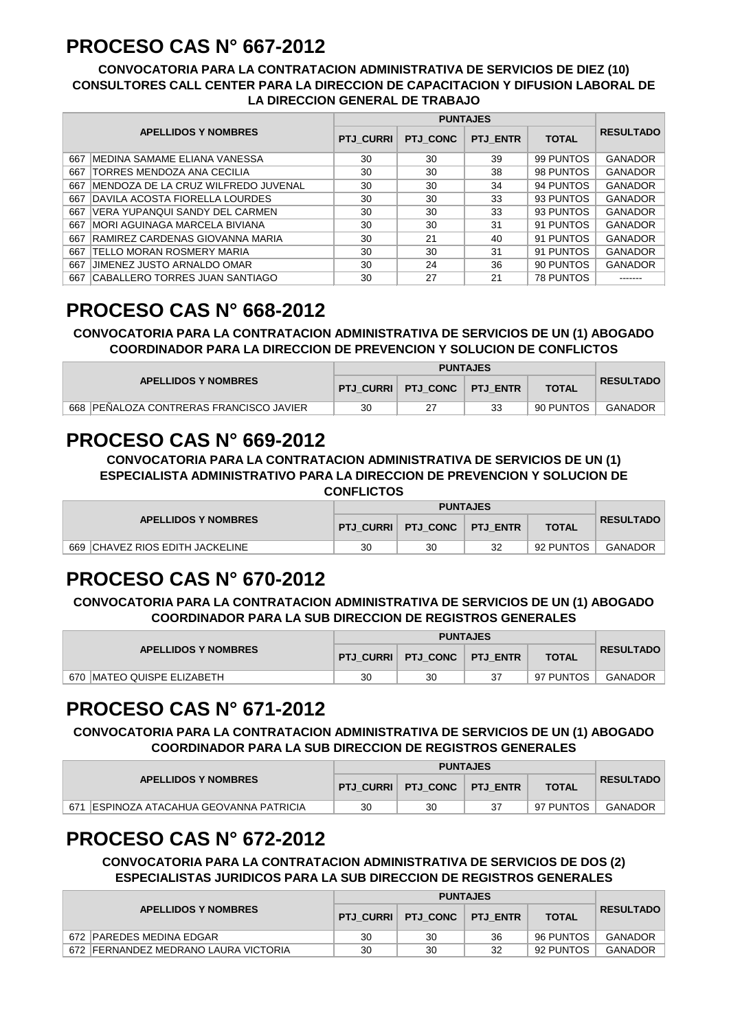# PROCESO CAS N° 667-2012

**CONVOCATORIA PARA LA CONTRATACION ADMINISTRATIVA DE SERVICIOS DE DIEZ (10) CONSULTORES CALL CENTER PARA LA DIRECCION DE CAPACITACION Y DIFUSION LABORAL DE LA DIRECCION GENERAL DE TRABAJO**

| APELLIDOS Y NOMBRES | | PUNTAJES | | | | RESULTADO |
|---|---|---|---|---|---|---|
| | | PTJ_CURRI | PTJ_CONC | PTJ_ENTR | TOTAL | |
| 667 | MEDINA SAMAME ELIANA VANESSA | 30 | 30 | 39 | 99 PUNTOS | GANADOR |
| 667 | TORRES MENDOZA ANA CECILIA | 30 | 30 | 38 | 98 PUNTOS | GANADOR |
| 667 | MENDOZA DE LA CRUZ WILFREDO JUVENAL | 30 | 30 | 34 | 94 PUNTOS | GANADOR |
| 667 | DAVILA ACOSTA FIORELLA LOURDES | 30 | 30 | 33 | 93 PUNTOS | GANADOR |
| 667 | VERA YUPANQUI SANDY DEL CARMEN | 30 | 30 | 33 | 93 PUNTOS | GANADOR |
| 667 | MORI AGUINAGA MARCELA BIVIANA | 30 | 30 | 31 | 91 PUNTOS | GANADOR |
| 667 | RAMIREZ CARDENAS GIOVANNA MARIA | 30 | 21 | 40 | 91 PUNTOS | GANADOR |
| 667 | TELLO MORAN ROSMERY MARIA | 30 | 30 | 31 | 91 PUNTOS | GANADOR |
| 667 | JIMENEZ JUSTO ARNALDO OMAR | 30 | 24 | 36 | 90 PUNTOS | GANADOR |
| 667 | CABALLERO TORRES JUAN SANTIAGO | 30 | 27 | 21 | 78 PUNTOS | ------- |

# PROCESO CAS N° 668-2012

**CONVOCATORIA PARA LA CONTRATACION ADMINISTRATIVA DE SERVICIOS DE UN (1) ABOGADO COORDINADOR PARA LA DIRECCION DE PREVENCION Y SOLUCION DE CONFLICTOS**

| APELLIDOS Y NOMBRES | | PUNTAJES | | | | RESULTADO |
|---|---|---|---|---|---|---|
| | | PTJ_CURRI | PTJ_CONC | PTJ_ENTR | TOTAL | |
| 668 | PEÑALOZA CONTRERAS FRANCISCO JAVIER | 30 | 27 | 33 | 90 PUNTOS | GANADOR |

# PROCESO CAS N° 669-2012

**CONVOCATORIA PARA LA CONTRATACION ADMINISTRATIVA DE SERVICIOS DE UN (1) ESPECIALISTA ADMINISTRATIVO PARA LA DIRECCION DE PREVENCION Y SOLUCION DE CONFLICTOS**

| APELLIDOS Y NOMBRES | | PUNTAJES | | | | RESULTADO |
|---|---|---|---|---|---|---|
| | | PTJ_CURRI | PTJ_CONC | PTJ_ENTR | TOTAL | |
| 669 | CHAVEZ RIOS EDITH JACKELINE | 30 | 30 | 32 | 92 PUNTOS | GANADOR |

# PROCESO CAS N° 670-2012

**CONVOCATORIA PARA LA CONTRATACION ADMINISTRATIVA DE SERVICIOS DE UN (1) ABOGADO COORDINADOR PARA LA SUB DIRECCION DE REGISTROS GENERALES**

| APELLIDOS Y NOMBRES | | PUNTAJES | | | | RESULTADO |
|---|---|---|---|---|---|---|
| | | PTJ_CURRI | PTJ_CONC | PTJ_ENTR | TOTAL | |
| 670 | MATEO QUISPE ELIZABETH | 30 | 30 | 37 | 97 PUNTOS | GANADOR |

# PROCESO CAS N° 671-2012

**CONVOCATORIA PARA LA CONTRATACION ADMINISTRATIVA DE SERVICIOS DE UN (1) ABOGADO COORDINADOR PARA LA SUB DIRECCION DE REGISTROS GENERALES**

| APELLIDOS Y NOMBRES | | PUNTAJES | | | | RESULTADO |
|---|---|---|---|---|---|---|
| | | PTJ_CURRI | PTJ_CONC | PTJ_ENTR | TOTAL | |
| 671 | ESPINOZA ATACAHUA GEOVANNA PATRICIA | 30 | 30 | 37 | 97 PUNTOS | GANADOR |

# PROCESO CAS N° 672-2012

**CONVOCATORIA PARA LA CONTRATACION ADMINISTRATIVA DE SERVICIOS DE DOS (2) ESPECIALISTAS JURIDICOS PARA LA SUB DIRECCION DE REGISTROS GENERALES**

| APELLIDOS Y NOMBRES | | PUNTAJES | | | | RESULTADO |
|---|---|---|---|---|---|---|
| | | PTJ_CURRI | PTJ_CONC | PTJ_ENTR | TOTAL | |
| 672 | PAREDES MEDINA EDGAR | 30 | 30 | 36 | 96 PUNTOS | GANADOR |
| 672 | FERNANDEZ MEDRANO LAURA VICTORIA | 30 | 30 | 32 | 92 PUNTOS | GANADOR |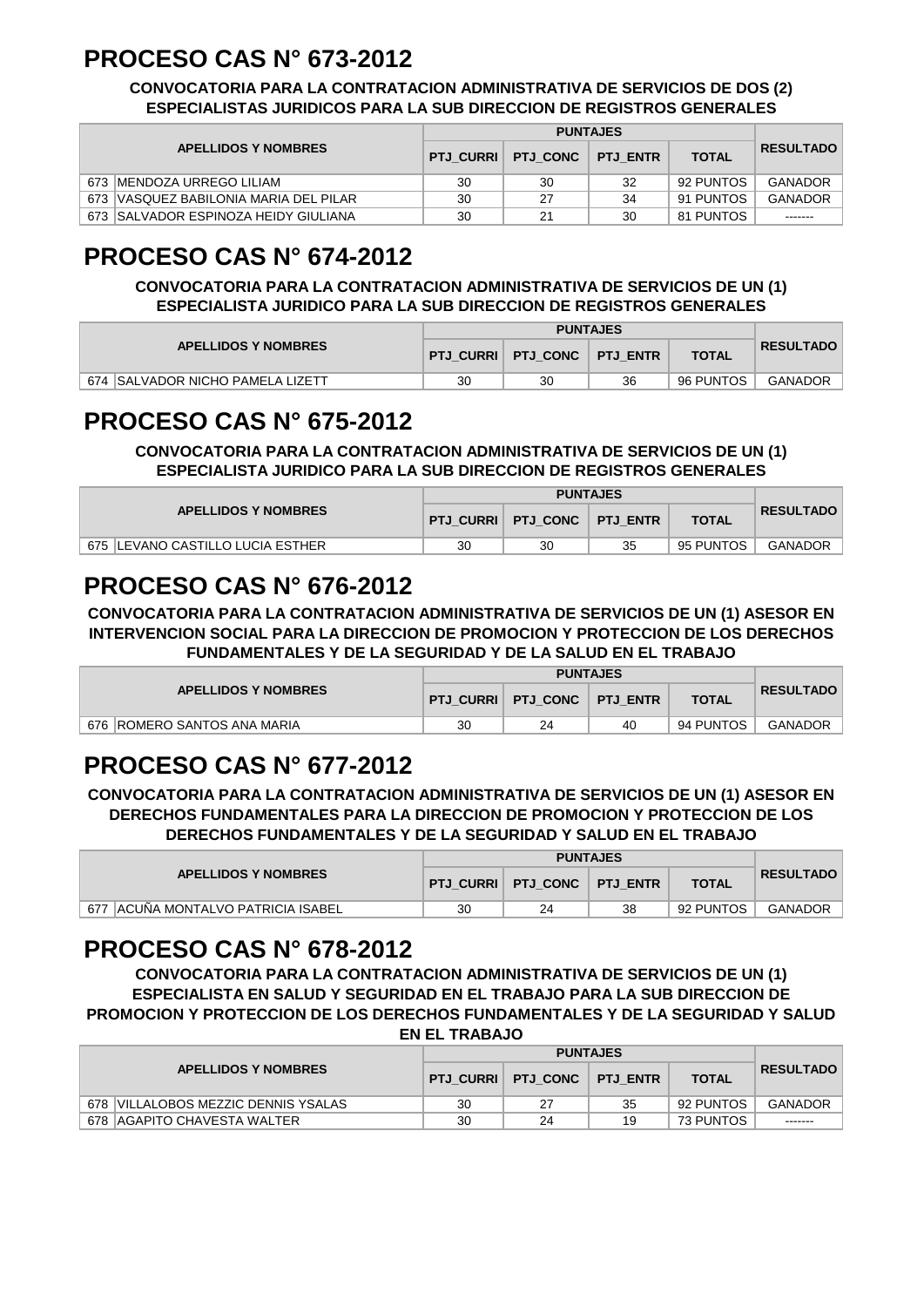# PROCESO CAS N° 673-2012

**CONVOCATORIA PARA LA CONTRATACION ADMINISTRATIVA DE SERVICIOS DE DOS (2) ESPECIALISTAS JURIDICOS PARA LA SUB DIRECCION DE REGISTROS GENERALES**

| | APELLIDOS Y NOMBRES | PUNTAJES | | | | RESULTADO |
|---|---|---|---|---|---|---|
| | | PTJ_CURRI | PTJ_CONC | PTJ_ENTR | TOTAL | |
| 673 | MENDOZA URREGO LILIAM | 30 | 30 | 32 | 92 PUNTOS | GANADOR |
| 673 | VASQUEZ BABILONIA MARIA DEL PILAR | 30 | 27 | 34 | 91 PUNTOS | GANADOR |
| 673 | SALVADOR ESPINOZA HEIDY GIULIANA | 30 | 21 | 30 | 81 PUNTOS | ------- |

# PROCESO CAS N° 674-2012

**CONVOCATORIA PARA LA CONTRATACION ADMINISTRATIVA DE SERVICIOS DE UN (1) ESPECIALISTA JURIDICO PARA LA SUB DIRECCION DE REGISTROS GENERALES**

| | APELLIDOS Y NOMBRES | PUNTAJES | | | | RESULTADO |
|---|---|---|---|---|---|---|
| | | PTJ_CURRI | PTJ_CONC | PTJ_ENTR | TOTAL | |
| 674 | SALVADOR NICHO PAMELA LIZETT | 30 | 30 | 36 | 96 PUNTOS | GANADOR |

# PROCESO CAS N° 675-2012

**CONVOCATORIA PARA LA CONTRATACION ADMINISTRATIVA DE SERVICIOS DE UN (1) ESPECIALISTA JURIDICO PARA LA SUB DIRECCION DE REGISTROS GENERALES**

| | APELLIDOS Y NOMBRES | PUNTAJES | | | | RESULTADO |
|---|---|---|---|---|---|---|
| | | PTJ_CURRI | PTJ_CONC | PTJ_ENTR | TOTAL | |
| 675 | LEVANO CASTILLO LUCIA ESTHER | 30 | 30 | 35 | 95 PUNTOS | GANADOR |

# PROCESO CAS N° 676-2012

**CONVOCATORIA PARA LA CONTRATACION ADMINISTRATIVA DE SERVICIOS DE UN (1) ASESOR EN INTERVENCION SOCIAL PARA LA DIRECCION DE PROMOCION Y PROTECCION DE LOS DERECHOS FUNDAMENTALES Y DE LA SEGURIDAD Y DE LA SALUD EN EL TRABAJO**

| | APELLIDOS Y NOMBRES | PUNTAJES | | | | RESULTADO |
|---|---|---|---|---|---|---|
| | | PTJ_CURRI | PTJ_CONC | PTJ_ENTR | TOTAL | |
| 676 | ROMERO SANTOS ANA MARIA | 30 | 24 | 40 | 94 PUNTOS | GANADOR |

# PROCESO CAS N° 677-2012

**CONVOCATORIA PARA LA CONTRATACION ADMINISTRATIVA DE SERVICIOS DE UN (1) ASESOR EN DERECHOS FUNDAMENTALES PARA LA DIRECCION DE PROMOCION Y PROTECCION DE LOS DERECHOS FUNDAMENTALES Y DE LA SEGURIDAD Y SALUD EN EL TRABAJO**

| | APELLIDOS Y NOMBRES | PUNTAJES | | | | RESULTADO |
|---|---|---|---|---|---|---|
| | | PTJ_CURRI | PTJ_CONC | PTJ_ENTR | TOTAL | |
| 677 | ACUÑA MONTALVO PATRICIA ISABEL | 30 | 24 | 38 | 92 PUNTOS | GANADOR |

# PROCESO CAS N° 678-2012

**CONVOCATORIA PARA LA CONTRATACION ADMINISTRATIVA DE SERVICIOS DE UN (1) ESPECIALISTA EN SALUD Y SEGURIDAD EN EL TRABAJO PARA LA SUB DIRECCION DE PROMOCION Y PROTECCION DE LOS DERECHOS FUNDAMENTALES Y DE LA SEGURIDAD Y SALUD EN EL TRABAJO**

| | APELLIDOS Y NOMBRES | PUNTAJES | | | | RESULTADO |
|---|---|---|---|---|---|---|
| | | PTJ_CURRI | PTJ_CONC | PTJ_ENTR | TOTAL | |
| 678 | VILLALOBOS MEZZIC DENNIS YSALAS | 30 | 27 | 35 | 92 PUNTOS | GANADOR |
| 678 | AGAPITO CHAVESTA WALTER | 30 | 24 | 19 | 73 PUNTOS | ------- |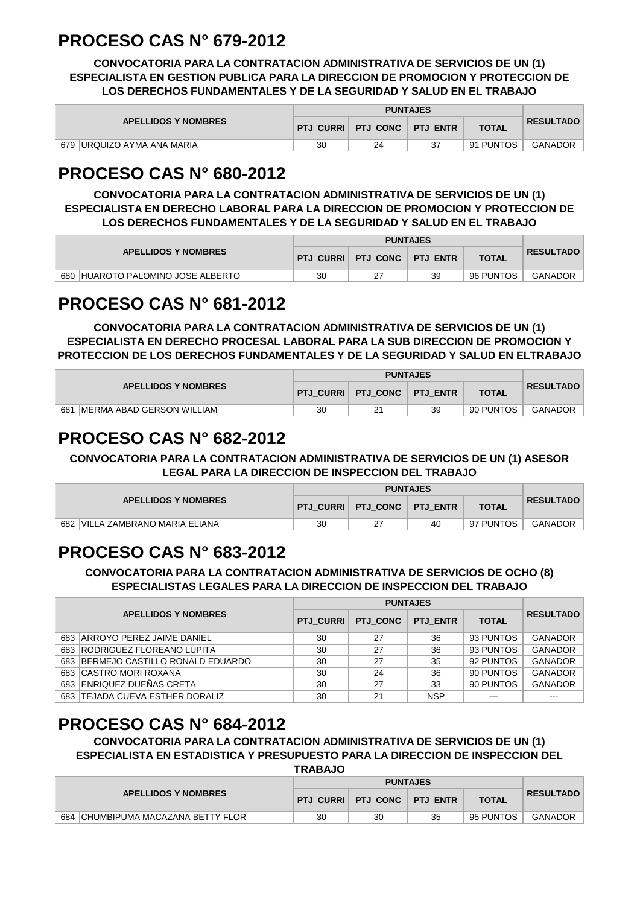# PROCESO CAS N° 679-2012

**CONVOCATORIA PARA LA CONTRATACION ADMINISTRATIVA DE SERVICIOS DE UN (1) ESPECIALISTA EN GESTION PUBLICA PARA LA DIRECCION DE PROMOCION Y PROTECCION DE LOS DERECHOS FUNDAMENTALES Y DE LA SEGURIDAD Y SALUD EN EL TRABAJO**

| APELLIDOS Y NOMBRES | | PUNTAJES | | | | RESULTADO |
|---|---|---|---|---|---|---|
| | | PTJ_CURRI | PTJ_CONC | PTJ_ENTR | TOTAL | |
| 679 | URQUIZO AYMA ANA MARIA | 30 | 24 | 37 | 91 PUNTOS | GANADOR |

# PROCESO CAS N° 680-2012

**CONVOCATORIA PARA LA CONTRATACION ADMINISTRATIVA DE SERVICIOS DE UN (1) ESPECIALISTA EN DERECHO LABORAL PARA LA DIRECCION DE PROMOCION Y PROTECCION DE LOS DERECHOS FUNDAMENTALES Y DE LA SEGURIDAD Y SALUD EN EL TRABAJO**

| APELLIDOS Y NOMBRES | | PUNTAJES | | | | RESULTADO |
|---|---|---|---|---|---|---|
| | | PTJ_CURRI | PTJ_CONC | PTJ_ENTR | TOTAL | |
| 680 | HUAROTO PALOMINO JOSE ALBERTO | 30 | 27 | 39 | 96 PUNTOS | GANADOR |

# PROCESO CAS N° 681-2012

**CONVOCATORIA PARA LA CONTRATACION ADMINISTRATIVA DE SERVICIOS DE UN (1) ESPECIALISTA EN DERECHO PROCESAL LABORAL PARA LA SUB DIRECCION DE PROMOCION Y PROTECCION DE LOS DERECHOS FUNDAMENTALES Y DE LA SEGURIDAD Y SALUD EN ELTRABAJO**

| APELLIDOS Y NOMBRES | | PUNTAJES | | | | RESULTADO |
|---|---|---|---|---|---|---|
| | | PTJ_CURRI | PTJ_CONC | PTJ_ENTR | TOTAL | |
| 681 | MERMA ABAD GERSON WILLIAM | 30 | 21 | 39 | 90 PUNTOS | GANADOR |

# PROCESO CAS N° 682-2012

**CONVOCATORIA PARA LA CONTRATACION ADMINISTRATIVA DE SERVICIOS DE UN (1) ASESOR LEGAL PARA LA DIRECCION DE INSPECCION DEL TRABAJO**

| APELLIDOS Y NOMBRES | | PUNTAJES | | | | RESULTADO |
|---|---|---|---|---|---|---|
| | | PTJ_CURRI | PTJ_CONC | PTJ_ENTR | TOTAL | |
| 682 | VILLA ZAMBRANO MARIA ELIANA | 30 | 27 | 40 | 97 PUNTOS | GANADOR |

# PROCESO CAS N° 683-2012

**CONVOCATORIA PARA LA CONTRATACION ADMINISTRATIVA DE SERVICIOS DE OCHO (8) ESPECIALISTAS LEGALES PARA LA DIRECCION DE INSPECCION DEL TRABAJO**

| APELLIDOS Y NOMBRES | | PUNTAJES | | | | RESULTADO |
|---|---|---|---|---|---|---|
| | | PTJ_CURRI | PTJ_CONC | PTJ_ENTR | TOTAL | |
| 683 | ARROYO PEREZ JAIME DANIEL | 30 | 27 | 36 | 93 PUNTOS | GANADOR |
| 683 | RODRIGUEZ FLOREANO LUPITA | 30 | 27 | 36 | 93 PUNTOS | GANADOR |
| 683 | BERMEJO CASTILLO RONALD EDUARDO | 30 | 27 | 35 | 92 PUNTOS | GANADOR |
| 683 | CASTRO MORI ROXANA | 30 | 24 | 36 | 90 PUNTOS | GANADOR |
| 683 | ENRIQUEZ DUEÑAS CRETA | 30 | 27 | 33 | 90 PUNTOS | GANADOR |
| 683 | TEJADA CUEVA ESTHER DORALIZ | 30 | 21 | NSP | --- | --- |

# PROCESO CAS N° 684-2012

**CONVOCATORIA PARA LA CONTRATACION ADMINISTRATIVA DE SERVICIOS DE UN (1) ESPECIALISTA EN ESTADISTICA Y PRESUPUESTO PARA LA DIRECCION DE INSPECCION DEL TRABAJO**

| APELLIDOS Y NOMBRES | | PUNTAJES | | | | RESULTADO |
|---|---|---|---|---|---|---|
| | | PTJ_CURRI | PTJ_CONC | PTJ_ENTR | TOTAL | |
| 684 | CHUMBIPUMA MACAZANA BETTY FLOR | 30 | 30 | 35 | 95 PUNTOS | GANADOR |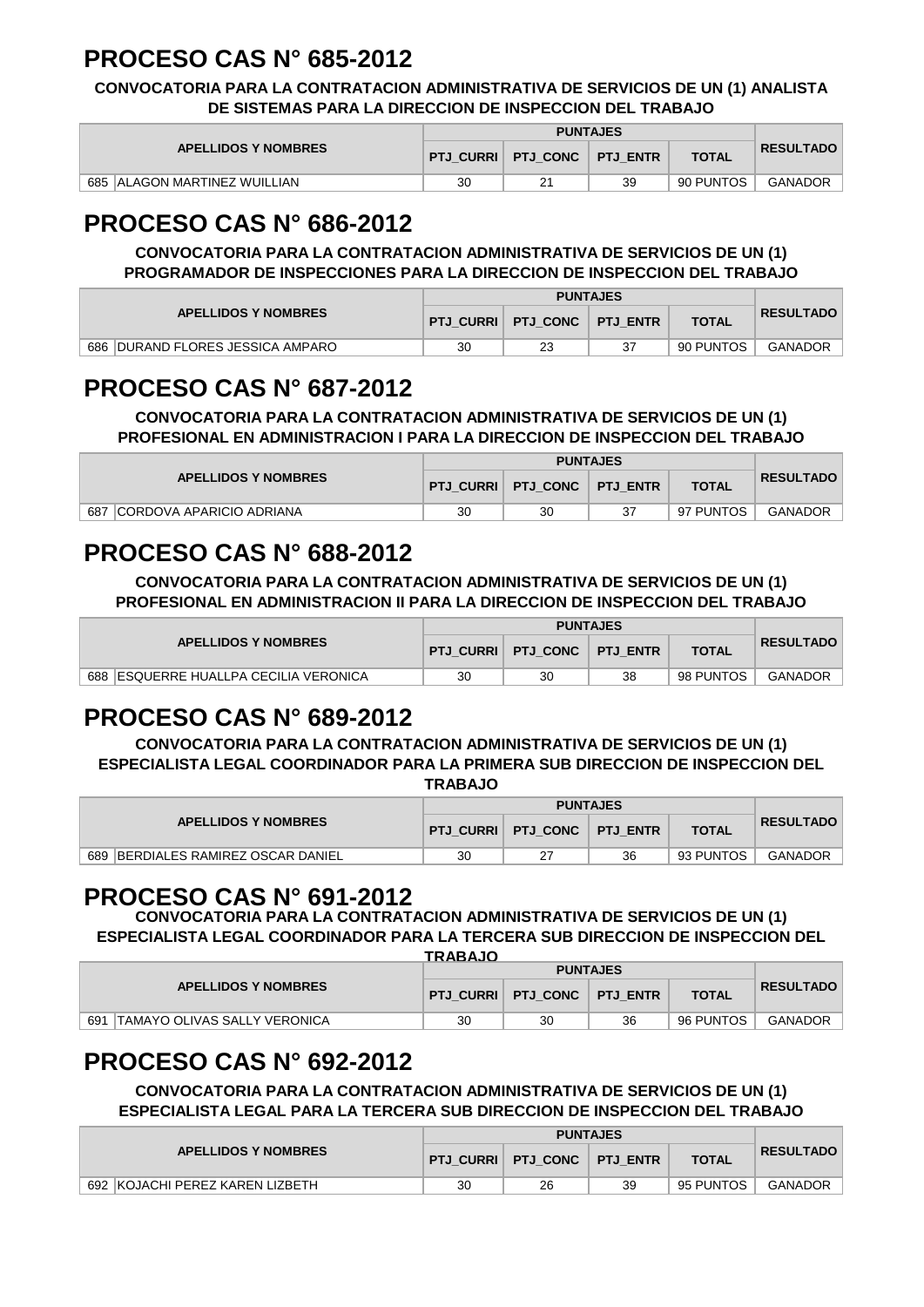# PROCESO CAS N° 685-2012

**CONVOCATORIA PARA LA CONTRATACION ADMINISTRATIVA DE SERVICIOS DE UN (1) ANALISTA DE SISTEMAS PARA LA DIRECCION DE INSPECCION DEL TRABAJO**

| APELLIDOS Y NOMBRES | | PUNTAJES | | | | RESULTADO |
|---|---|---|---|---|---|---|
| | | PTJ_CURRI | PTJ_CONC | PTJ_ENTR | TOTAL | |
| 685 | ALAGON MARTINEZ WUILLIAN | 30 | 21 | 39 | 90 PUNTOS | GANADOR |

# PROCESO CAS N° 686-2012

**CONVOCATORIA PARA LA CONTRATACION ADMINISTRATIVA DE SERVICIOS DE UN (1) PROGRAMADOR DE INSPECCIONES PARA LA DIRECCION DE INSPECCION DEL TRABAJO**

| APELLIDOS Y NOMBRES | | PUNTAJES | | | | RESULTADO |
|---|---|---|---|---|---|---|
| | | PTJ_CURRI | PTJ_CONC | PTJ_ENTR | TOTAL | |
| 686 | DURAND FLORES JESSICA AMPARO | 30 | 23 | 37 | 90 PUNTOS | GANADOR |

# PROCESO CAS N° 687-2012

**CONVOCATORIA PARA LA CONTRATACION ADMINISTRATIVA DE SERVICIOS DE UN (1) PROFESIONAL EN ADMINISTRACION I PARA LA DIRECCION DE INSPECCION DEL TRABAJO**

| APELLIDOS Y NOMBRES | | PUNTAJES | | | | RESULTADO |
|---|---|---|---|---|---|---|
| | | PTJ_CURRI | PTJ_CONC | PTJ_ENTR | TOTAL | |
| 687 | CORDOVA APARICIO ADRIANA | 30 | 30 | 37 | 97 PUNTOS | GANADOR |

# PROCESO CAS N° 688-2012

**CONVOCATORIA PARA LA CONTRATACION ADMINISTRATIVA DE SERVICIOS DE UN (1) PROFESIONAL EN ADMINISTRACION II PARA LA DIRECCION DE INSPECCION DEL TRABAJO**

| APELLIDOS Y NOMBRES | | PUNTAJES | | | | RESULTADO |
|---|---|---|---|---|---|---|
| | | PTJ_CURRI | PTJ_CONC | PTJ_ENTR | TOTAL | |
| 688 | ESQUERRE HUALLPA CECILIA VERONICA | 30 | 30 | 38 | 98 PUNTOS | GANADOR |

# PROCESO CAS N° 689-2012

**CONVOCATORIA PARA LA CONTRATACION ADMINISTRATIVA DE SERVICIOS DE UN (1) ESPECIALISTA LEGAL COORDINADOR PARA LA PRIMERA SUB DIRECCION DE INSPECCION DEL TRABAJO**

| APELLIDOS Y NOMBRES | | PUNTAJES | | | | RESULTADO |
|---|---|---|---|---|---|---|
| | | PTJ_CURRI | PTJ_CONC | PTJ_ENTR | TOTAL | |
| 689 | BERDIALES RAMIREZ OSCAR DANIEL | 30 | 27 | 36 | 93 PUNTOS | GANADOR |

# PROCESO CAS N° 691-2012

**CONVOCATORIA PARA LA CONTRATACION ADMINISTRATIVA DE SERVICIOS DE UN (1) ESPECIALISTA LEGAL COORDINADOR PARA LA TERCERA SUB DIRECCION DE INSPECCION DEL TRABAJO**

| APELLIDOS Y NOMBRES | | PUNTAJES | | | | RESULTADO |
|---|---|---|---|---|---|---|
| | | PTJ_CURRI | PTJ_CONC | PTJ_ENTR | TOTAL | |
| 691 | TAMAYO OLIVAS SALLY VERONICA | 30 | 30 | 36 | 96 PUNTOS | GANADOR |

# PROCESO CAS N° 692-2012

**CONVOCATORIA PARA LA CONTRATACION ADMINISTRATIVA DE SERVICIOS DE UN (1) ESPECIALISTA LEGAL PARA LA TERCERA SUB DIRECCION DE INSPECCION DEL TRABAJO**

| APELLIDOS Y NOMBRES | | PUNTAJES | | | | RESULTADO |
|---|---|---|---|---|---|---|
| | | PTJ_CURRI | PTJ_CONC | PTJ_ENTR | TOTAL | |
| 692 | KOJACHI PEREZ KAREN LIZBETH | 30 | 26 | 39 | 95 PUNTOS | GANADOR |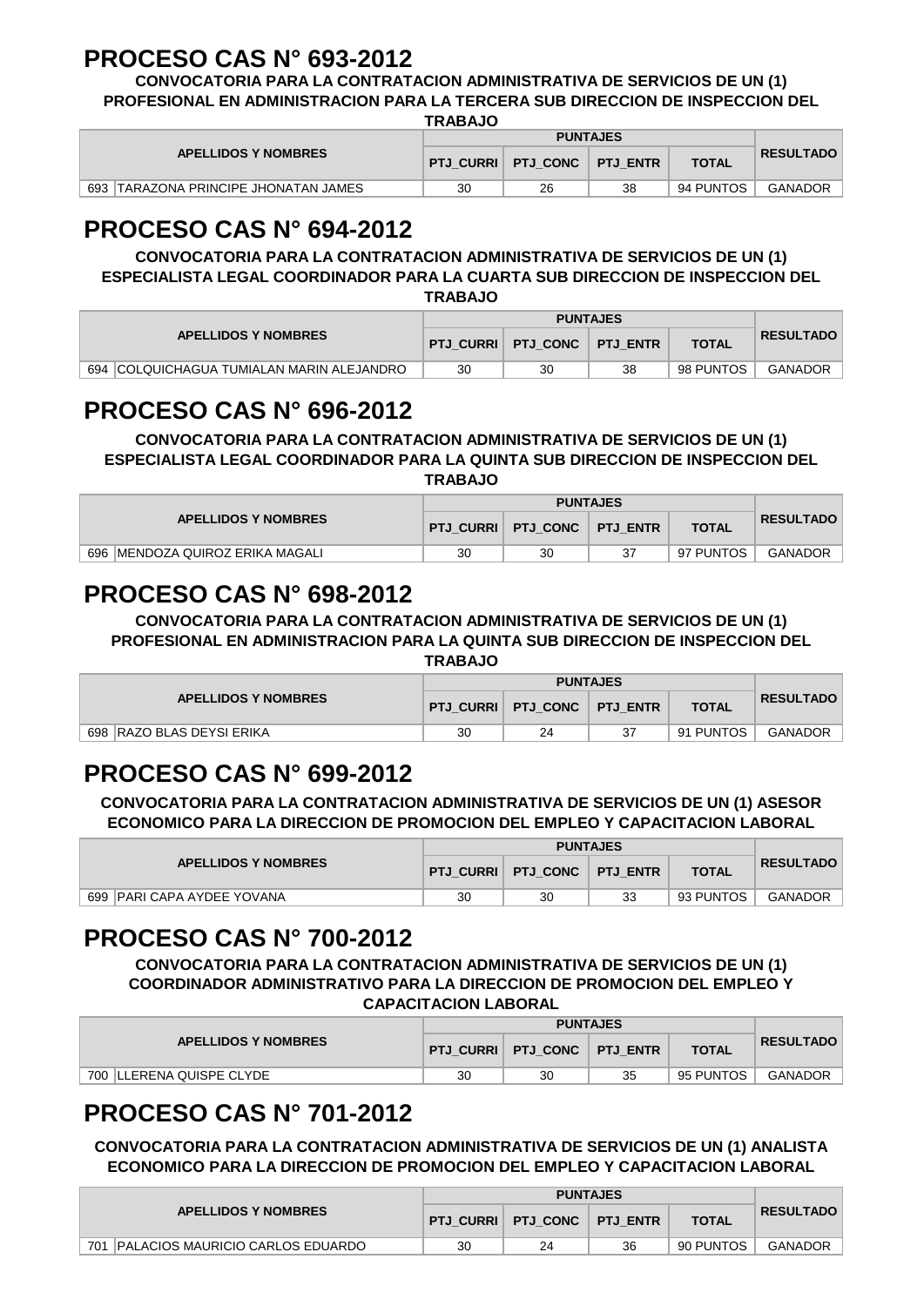# PROCESO CAS N° 693-2012

**CONVOCATORIA PARA LA CONTRATACION ADMINISTRATIVA DE SERVICIOS DE UN (1) PROFESIONAL EN ADMINISTRACION PARA LA TERCERA SUB DIRECCION DE INSPECCION DEL TRABAJO**

| APELLIDOS Y NOMBRES | | PUNTAJES | | | | RESULTADO |
|---|---|---|---|---|---|---|
| | | PTJ_CURRI | PTJ_CONC | PTJ_ENTR | TOTAL | |
| 693 | TARAZONA PRINCIPE JHONATAN JAMES | 30 | 26 | 38 | 94 PUNTOS | GANADOR |

# PROCESO CAS N° 694-2012

**CONVOCATORIA PARA LA CONTRATACION ADMINISTRATIVA DE SERVICIOS DE UN (1) ESPECIALISTA LEGAL COORDINADOR PARA LA CUARTA SUB DIRECCION DE INSPECCION DEL TRABAJO**

| APELLIDOS Y NOMBRES | | PUNTAJES | | | | RESULTADO |
|---|---|---|---|---|---|---|
| | | PTJ_CURRI | PTJ_CONC | PTJ_ENTR | TOTAL | |
| 694 | COLQUICHAGUA TUMIALAN MARIN ALEJANDRO | 30 | 30 | 38 | 98 PUNTOS | GANADOR |

# PROCESO CAS N° 696-2012

**CONVOCATORIA PARA LA CONTRATACION ADMINISTRATIVA DE SERVICIOS DE UN (1) ESPECIALISTA LEGAL COORDINADOR PARA LA QUINTA SUB DIRECCION DE INSPECCION DEL TRABAJO**

| APELLIDOS Y NOMBRES | | PUNTAJES | | | | RESULTADO |
|---|---|---|---|---|---|---|
| | | PTJ_CURRI | PTJ_CONC | PTJ_ENTR | TOTAL | |
| 696 | MENDOZA QUIROZ ERIKA MAGALI | 30 | 30 | 37 | 97 PUNTOS | GANADOR |

# PROCESO CAS N° 698-2012

**CONVOCATORIA PARA LA CONTRATACION ADMINISTRATIVA DE SERVICIOS DE UN (1) PROFESIONAL EN ADMINISTRACION PARA LA QUINTA SUB DIRECCION DE INSPECCION DEL TRABAJO**

| APELLIDOS Y NOMBRES | | PUNTAJES | | | | RESULTADO |
|---|---|---|---|---|---|---|
| | | PTJ_CURRI | PTJ_CONC | PTJ_ENTR | TOTAL | |
| 698 | RAZO BLAS DEYSI ERIKA | 30 | 24 | 37 | 91 PUNTOS | GANADOR |

# PROCESO CAS N° 699-2012

**CONVOCATORIA PARA LA CONTRATACION ADMINISTRATIVA DE SERVICIOS DE UN (1) ASESOR ECONOMICO PARA LA DIRECCION DE PROMOCION DEL EMPLEO Y CAPACITACION LABORAL**

| APELLIDOS Y NOMBRES | | PUNTAJES | | | | RESULTADO |
|---|---|---|---|---|---|---|
| | | PTJ_CURRI | PTJ_CONC | PTJ_ENTR | TOTAL | |
| 699 | PARI CAPA AYDEE YOVANA | 30 | 30 | 33 | 93 PUNTOS | GANADOR |

# PROCESO CAS N° 700-2012

**CONVOCATORIA PARA LA CONTRATACION ADMINISTRATIVA DE SERVICIOS DE UN (1) COORDINADOR ADMINISTRATIVO PARA LA DIRECCION DE PROMOCION DEL EMPLEO Y CAPACITACION LABORAL**

| APELLIDOS Y NOMBRES | | PUNTAJES | | | | RESULTADO |
|---|---|---|---|---|---|---|
| | | PTJ_CURRI | PTJ_CONC | PTJ_ENTR | TOTAL | |
| 700 | LLERENA QUISPE CLYDE | 30 | 30 | 35 | 95 PUNTOS | GANADOR |

# PROCESO CAS N° 701-2012

**CONVOCATORIA PARA LA CONTRATACION ADMINISTRATIVA DE SERVICIOS DE UN (1) ANALISTA ECONOMICO PARA LA DIRECCION DE PROMOCION DEL EMPLEO Y CAPACITACION LABORAL**

| APELLIDOS Y NOMBRES | | PUNTAJES | | | | RESULTADO |
|---|---|---|---|---|---|---|
| | | PTJ_CURRI | PTJ_CONC | PTJ_ENTR | TOTAL | |
| 701 | PALACIOS MAURICIO CARLOS EDUARDO | 30 | 24 | 36 | 90 PUNTOS | GANADOR |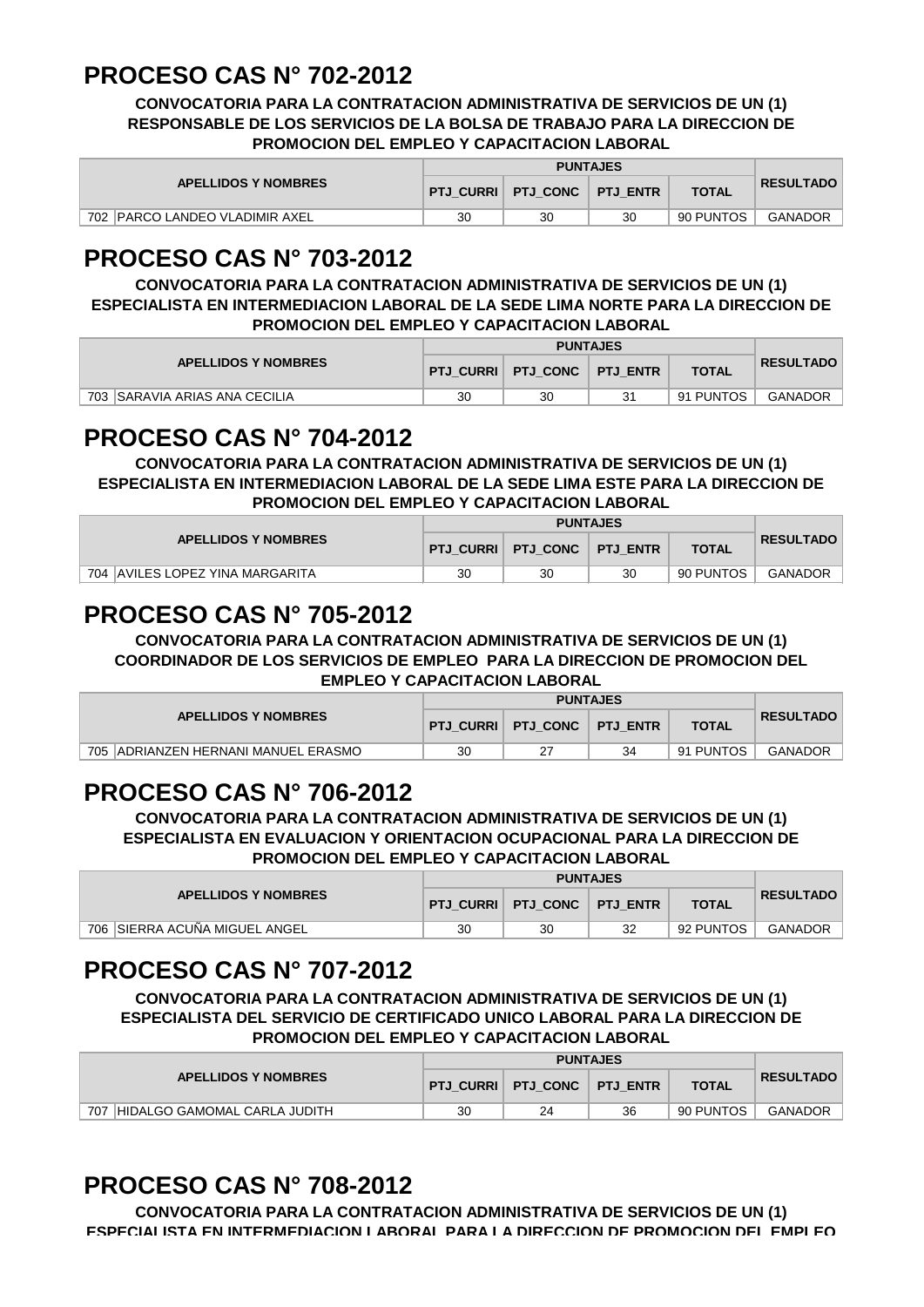# PROCESO CAS N° 702-2012

**CONVOCATORIA PARA LA CONTRATACION ADMINISTRATIVA DE SERVICIOS DE UN (1) RESPONSABLE DE LOS SERVICIOS DE LA BOLSA DE TRABAJO PARA LA DIRECCION DE PROMOCION DEL EMPLEO Y CAPACITACION LABORAL**

| APELLIDOS Y NOMBRES | | PUNTAJES | | | | RESULTADO |
|---|---|---|---|---|---|---|
| | | PTJ_CURRI | PTJ_CONC | PTJ_ENTR | TOTAL | |
| 702 | PARCO LANDEO VLADIMIR AXEL | 30 | 30 | 30 | 90 PUNTOS | GANADOR |

# PROCESO CAS N° 703-2012

**CONVOCATORIA PARA LA CONTRATACION ADMINISTRATIVA DE SERVICIOS DE UN (1) ESPECIALISTA EN INTERMEDIACION LABORAL DE LA SEDE LIMA NORTE PARA LA DIRECCION DE PROMOCION DEL EMPLEO Y CAPACITACION LABORAL**

| APELLIDOS Y NOMBRES | | PUNTAJES | | | | RESULTADO |
|---|---|---|---|---|---|---|
| | | PTJ_CURRI | PTJ_CONC | PTJ_ENTR | TOTAL | |
| 703 | SARAVIA ARIAS ANA CECILIA | 30 | 30 | 31 | 91 PUNTOS | GANADOR |

# PROCESO CAS N° 704-2012

**CONVOCATORIA PARA LA CONTRATACION ADMINISTRATIVA DE SERVICIOS DE UN (1) ESPECIALISTA EN INTERMEDIACION LABORAL DE LA SEDE LIMA ESTE PARA LA DIRECCION DE PROMOCION DEL EMPLEO Y CAPACITACION LABORAL**

| APELLIDOS Y NOMBRES | | PUNTAJES | | | | RESULTADO |
|---|---|---|---|---|---|---|
| | | PTJ_CURRI | PTJ_CONC | PTJ_ENTR | TOTAL | |
| 704 | AVILES LOPEZ YINA MARGARITA | 30 | 30 | 30 | 90 PUNTOS | GANADOR |

# PROCESO CAS N° 705-2012

**CONVOCATORIA PARA LA CONTRATACION ADMINISTRATIVA DE SERVICIOS DE UN (1) COORDINADOR DE LOS SERVICIOS DE EMPLEO PARA LA DIRECCION DE PROMOCION DEL EMPLEO Y CAPACITACION LABORAL**

| APELLIDOS Y NOMBRES | | PUNTAJES | | | | RESULTADO |
|---|---|---|---|---|---|---|
| | | PTJ_CURRI | PTJ_CONC | PTJ_ENTR | TOTAL | |
| 705 | ADRIANZEN HERNANI MANUEL ERASMO | 30 | 27 | 34 | 91 PUNTOS | GANADOR |

# PROCESO CAS N° 706-2012

**CONVOCATORIA PARA LA CONTRATACION ADMINISTRATIVA DE SERVICIOS DE UN (1) ESPECIALISTA EN EVALUACION Y ORIENTACION OCUPACIONAL PARA LA DIRECCION DE PROMOCION DEL EMPLEO Y CAPACITACION LABORAL**

| APELLIDOS Y NOMBRES | | PUNTAJES | | | | RESULTADO |
|---|---|---|---|---|---|---|
| | | PTJ_CURRI | PTJ_CONC | PTJ_ENTR | TOTAL | |
| 706 | SIERRA ACUÑA MIGUEL ANGEL | 30 | 30 | 32 | 92 PUNTOS | GANADOR |

# PROCESO CAS N° 707-2012

**CONVOCATORIA PARA LA CONTRATACION ADMINISTRATIVA DE SERVICIOS DE UN (1) ESPECIALISTA DEL SERVICIO DE CERTIFICADO UNICO LABORAL PARA LA DIRECCION DE PROMOCION DEL EMPLEO Y CAPACITACION LABORAL**

| APELLIDOS Y NOMBRES | | PUNTAJES | | | | RESULTADO |
|---|---|---|---|---|---|---|
| | | PTJ_CURRI | PTJ_CONC | PTJ_ENTR | TOTAL | |
| 707 | HIDALGO GAMOMAL CARLA JUDITH | 30 | 24 | 36 | 90 PUNTOS | GANADOR |

# PROCESO CAS N° 708-2012

**CONVOCATORIA PARA LA CONTRATACION ADMINISTRATIVA DE SERVICIOS DE UN (1) ESPECIALISTA EN INTERMEDIACION LABORAL PARA LA DIRECCION DE PROMOCION DEL EMPLEO**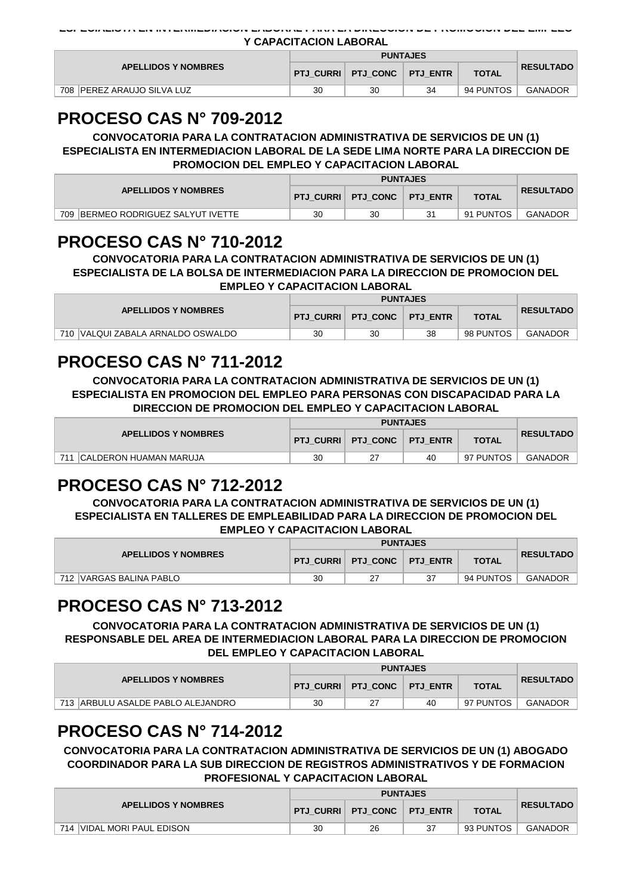**ESPECIALISTA EN INTERMEDIACION LABORAL PARA LA DIRECCION DE PROMOCION DEL EMPLEO Y CAPACITACION LABORAL**

| APELLIDOS Y NOMBRES | | PUNTAJES | | | | RESULTADO |
|---|---|---|---|---|---|---|
| | | PTJ_CURRI | PTJ_CONC | PTJ_ENTR | TOTAL | |
| 708 | PEREZ ARAUJO SILVA LUZ | 30 | 30 | 34 | 94 PUNTOS | GANADOR |

# PROCESO CAS N° 709-2012

**CONVOCATORIA PARA LA CONTRATACION ADMINISTRATIVA DE SERVICIOS DE UN (1) ESPECIALISTA EN INTERMEDIACION LABORAL DE LA SEDE LIMA NORTE PARA LA DIRECCION DE PROMOCION DEL EMPLEO Y CAPACITACION LABORAL**

| APELLIDOS Y NOMBRES | | PUNTAJES | | | | RESULTADO |
|---|---|---|---|---|---|---|
| | | PTJ_CURRI | PTJ_CONC | PTJ_ENTR | TOTAL | |
| 709 | BERMEO RODRIGUEZ SALYUT IVETTE | 30 | 30 | 31 | 91 PUNTOS | GANADOR |

# PROCESO CAS N° 710-2012

**CONVOCATORIA PARA LA CONTRATACION ADMINISTRATIVA DE SERVICIOS DE UN (1) ESPECIALISTA DE LA BOLSA DE INTERMEDIACION PARA LA DIRECCION DE PROMOCION DEL EMPLEO Y CAPACITACION LABORAL**

| APELLIDOS Y NOMBRES | | PUNTAJES | | | | RESULTADO |
|---|---|---|---|---|---|---|
| | | PTJ_CURRI | PTJ_CONC | PTJ_ENTR | TOTAL | |
| 710 | VALQUI ZABALA ARNALDO OSWALDO | 30 | 30 | 38 | 98 PUNTOS | GANADOR |

# PROCESO CAS N° 711-2012

**CONVOCATORIA PARA LA CONTRATACION ADMINISTRATIVA DE SERVICIOS DE UN (1) ESPECIALISTA EN PROMOCION DEL EMPLEO PARA PERSONAS CON DISCAPACIDAD PARA LA DIRECCION DE PROMOCION DEL EMPLEO Y CAPACITACION LABORAL**

| APELLIDOS Y NOMBRES | | PUNTAJES | | | | RESULTADO |
|---|---|---|---|---|---|---|
| | | PTJ_CURRI | PTJ_CONC | PTJ_ENTR | TOTAL | |
| 711 | CALDERON HUAMAN MARUJA | 30 | 27 | 40 | 97 PUNTOS | GANADOR |

# PROCESO CAS N° 712-2012

**CONVOCATORIA PARA LA CONTRATACION ADMINISTRATIVA DE SERVICIOS DE UN (1) ESPECIALISTA EN TALLERES DE EMPLEABILIDAD PARA LA DIRECCION DE PROMOCION DEL EMPLEO Y CAPACITACION LABORAL**

| APELLIDOS Y NOMBRES | | PUNTAJES | | | | RESULTADO |
|---|---|---|---|---|---|---|
| | | PTJ_CURRI | PTJ_CONC | PTJ_ENTR | TOTAL | |
| 712 | VARGAS BALINA PABLO | 30 | 27 | 37 | 94 PUNTOS | GANADOR |

# PROCESO CAS N° 713-2012

**CONVOCATORIA PARA LA CONTRATACION ADMINISTRATIVA DE SERVICIOS DE UN (1) RESPONSABLE DEL AREA DE INTERMEDIACION LABORAL PARA LA DIRECCION DE PROMOCION DEL EMPLEO Y CAPACITACION LABORAL**

| APELLIDOS Y NOMBRES | | PUNTAJES | | | | RESULTADO |
|---|---|---|---|---|---|---|
| | | PTJ_CURRI | PTJ_CONC | PTJ_ENTR | TOTAL | |
| 713 | ARBULU ASALDE PABLO ALEJANDRO | 30 | 27 | 40 | 97 PUNTOS | GANADOR |

# PROCESO CAS N° 714-2012

**CONVOCATORIA PARA LA CONTRATACION ADMINISTRATIVA DE SERVICIOS DE UN (1) ABOGADO COORDINADOR PARA LA SUB DIRECCION DE REGISTROS ADMINISTRATIVOS Y DE FORMACION PROFESIONAL Y CAPACITACION LABORAL**

| APELLIDOS Y NOMBRES | | PUNTAJES | | | | RESULTADO |
|---|---|---|---|---|---|---|
| | | PTJ_CURRI | PTJ_CONC | PTJ_ENTR | TOTAL | |
| 714 | VIDAL MORI PAUL EDISON | 30 | 26 | 37 | 93 PUNTOS | GANADOR |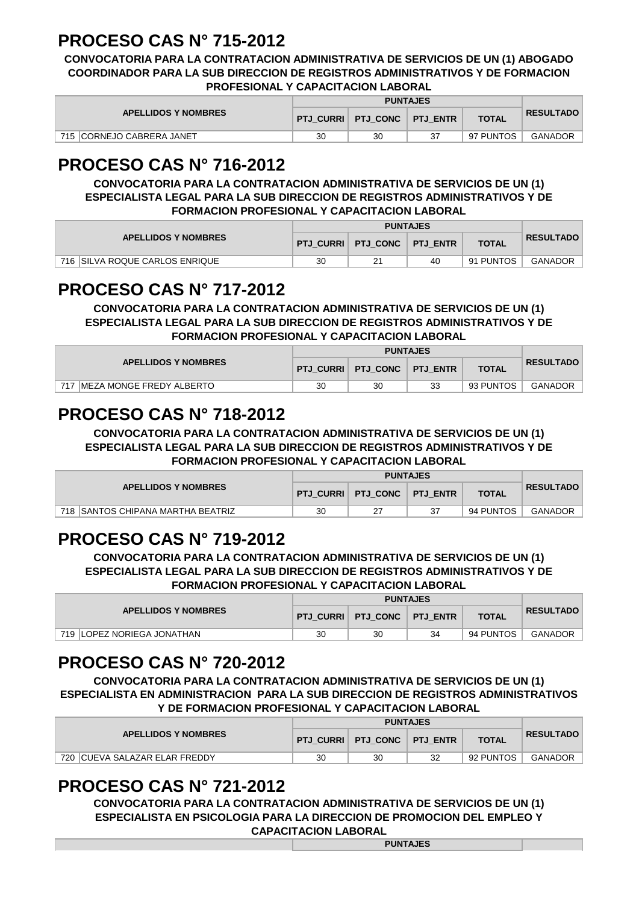# PROCESO CAS N° 715-2012

**CONVOCATORIA PARA LA CONTRATACION ADMINISTRATIVA DE SERVICIOS DE UN (1) ABOGADO COORDINADOR PARA LA SUB DIRECCION DE REGISTROS ADMINISTRATIVOS Y DE FORMACION PROFESIONAL Y CAPACITACION LABORAL**

| | APELLIDOS Y NOMBRES | PUNTAJES | | | | RESULTADO |
|---|---|---|---|---|---|---|
| | | PTJ_CURRI | PTJ_CONC | PTJ_ENTR | TOTAL | |
| 715 | CORNEJO CABRERA JANET | 30 | 30 | 37 | 97 PUNTOS | GANADOR |

# PROCESO CAS N° 716-2012

**CONVOCATORIA PARA LA CONTRATACION ADMINISTRATIVA DE SERVICIOS DE UN (1) ESPECIALISTA LEGAL PARA LA SUB DIRECCION DE REGISTROS ADMINISTRATIVOS Y DE FORMACION PROFESIONAL Y CAPACITACION LABORAL**

| | APELLIDOS Y NOMBRES | PUNTAJES | | | | RESULTADO |
|---|---|---|---|---|---|---|
| | | PTJ_CURRI | PTJ_CONC | PTJ_ENTR | TOTAL | |
| 716 | SILVA ROQUE CARLOS ENRIQUE | 30 | 21 | 40 | 91 PUNTOS | GANADOR |

# PROCESO CAS N° 717-2012

**CONVOCATORIA PARA LA CONTRATACION ADMINISTRATIVA DE SERVICIOS DE UN (1) ESPECIALISTA LEGAL PARA LA SUB DIRECCION DE REGISTROS ADMINISTRATIVOS Y DE FORMACION PROFESIONAL Y CAPACITACION LABORAL**

| | APELLIDOS Y NOMBRES | PUNTAJES | | | | RESULTADO |
|---|---|---|---|---|---|---|
| | | PTJ_CURRI | PTJ_CONC | PTJ_ENTR | TOTAL | |
| 717 | MEZA MONGE FREDY ALBERTO | 30 | 30 | 33 | 93 PUNTOS | GANADOR |

# PROCESO CAS N° 718-2012

**CONVOCATORIA PARA LA CONTRATACION ADMINISTRATIVA DE SERVICIOS DE UN (1) ESPECIALISTA LEGAL PARA LA SUB DIRECCION DE REGISTROS ADMINISTRATIVOS Y DE FORMACION PROFESIONAL Y CAPACITACION LABORAL**

| | APELLIDOS Y NOMBRES | PUNTAJES | | | | RESULTADO |
|---|---|---|---|---|---|---|
| | | PTJ_CURRI | PTJ_CONC | PTJ_ENTR | TOTAL | |
| 718 | SANTOS CHIPANA MARTHA BEATRIZ | 30 | 27 | 37 | 94 PUNTOS | GANADOR |

# PROCESO CAS N° 719-2012

**CONVOCATORIA PARA LA CONTRATACION ADMINISTRATIVA DE SERVICIOS DE UN (1) ESPECIALISTA LEGAL PARA LA SUB DIRECCION DE REGISTROS ADMINISTRATIVOS Y DE FORMACION PROFESIONAL Y CAPACITACION LABORAL**

| | APELLIDOS Y NOMBRES | PUNTAJES | | | | RESULTADO |
|---|---|---|---|---|---|---|
| | | PTJ_CURRI | PTJ_CONC | PTJ_ENTR | TOTAL | |
| 719 | LOPEZ NORIEGA JONATHAN | 30 | 30 | 34 | 94 PUNTOS | GANADOR |

# PROCESO CAS N° 720-2012

**CONVOCATORIA PARA LA CONTRATACION ADMINISTRATIVA DE SERVICIOS DE UN (1) ESPECIALISTA EN ADMINISTRACION PARA LA SUB DIRECCION DE REGISTROS ADMINISTRATIVOS Y DE FORMACION PROFESIONAL Y CAPACITACION LABORAL**

| | APELLIDOS Y NOMBRES | PUNTAJES | | | | RESULTADO |
|---|---|---|---|---|---|---|
| | | PTJ_CURRI | PTJ_CONC | PTJ_ENTR | TOTAL | |
| 720 | CUEVA SALAZAR ELAR FREDDY | 30 | 30 | 32 | 92 PUNTOS | GANADOR |

# PROCESO CAS N° 721-2012

**CONVOCATORIA PARA LA CONTRATACION ADMINISTRATIVA DE SERVICIOS DE UN (1) ESPECIALISTA EN PSICOLOGIA PARA LA DIRECCION DE PROMOCION DEL EMPLEO Y CAPACITACION LABORAL**

| | PUNTAJES | |
|---|---|---|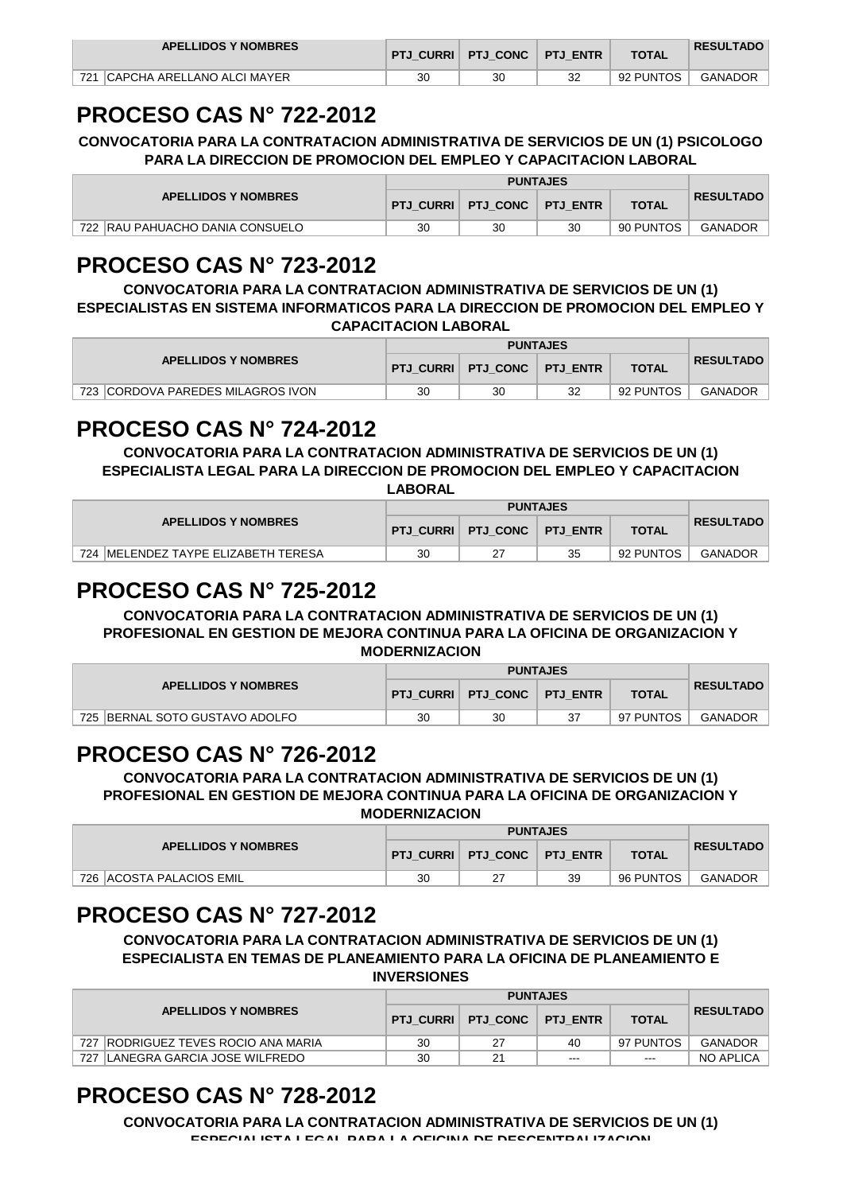| APELLIDOS Y NOMBRES | | PTJ_CURRI | PTJ_CONC | PTJ_ENTR | TOTAL | RESULTADO |
|---|---|---|---|---|---|---|
| 721 | CAPCHA ARELLANO ALCI MAYER | 30 | 30 | 32 | 92 PUNTOS | GANADOR |

# PROCESO CAS N° 722-2012

**CONVOCATORIA PARA LA CONTRATACION ADMINISTRATIVA DE SERVICIOS DE UN (1) PSICOLOGO PARA LA DIRECCION DE PROMOCION DEL EMPLEO Y CAPACITACION LABORAL**

| APELLIDOS Y NOMBRES | | PUNTAJES | | | | RESULTADO |
|---|---|---|---|---|---|---|
| | | PTJ_CURRI | PTJ_CONC | PTJ_ENTR | TOTAL | |
| 722 | RAU PAHUACHO DANIA CONSUELO | 30 | 30 | 30 | 90 PUNTOS | GANADOR |

# PROCESO CAS N° 723-2012

**CONVOCATORIA PARA LA CONTRATACION ADMINISTRATIVA DE SERVICIOS DE UN (1) ESPECIALISTAS EN SISTEMA INFORMATICOS PARA LA DIRECCION DE PROMOCION DEL EMPLEO Y CAPACITACION LABORAL**

| APELLIDOS Y NOMBRES | | PUNTAJES | | | | RESULTADO |
|---|---|---|---|---|---|---|
| | | PTJ_CURRI | PTJ_CONC | PTJ_ENTR | TOTAL | |
| 723 | CORDOVA PAREDES MILAGROS IVON | 30 | 30 | 32 | 92 PUNTOS | GANADOR |

# PROCESO CAS N° 724-2012

**CONVOCATORIA PARA LA CONTRATACION ADMINISTRATIVA DE SERVICIOS DE UN (1) ESPECIALISTA LEGAL PARA LA DIRECCION DE PROMOCION DEL EMPLEO Y CAPACITACION LABORAL**

| APELLIDOS Y NOMBRES | | PUNTAJES | | | | RESULTADO |
|---|---|---|---|---|---|---|
| | | PTJ_CURRI | PTJ_CONC | PTJ_ENTR | TOTAL | |
| 724 | MELENDEZ TAYPE ELIZABETH TERESA | 30 | 27 | 35 | 92 PUNTOS | GANADOR |

# PROCESO CAS N° 725-2012

**CONVOCATORIA PARA LA CONTRATACION ADMINISTRATIVA DE SERVICIOS DE UN (1) PROFESIONAL EN GESTION DE MEJORA CONTINUA PARA LA OFICINA DE ORGANIZACION Y MODERNIZACION**

| APELLIDOS Y NOMBRES | | PUNTAJES | | | | RESULTADO |
|---|---|---|---|---|---|---|
| | | PTJ_CURRI | PTJ_CONC | PTJ_ENTR | TOTAL | |
| 725 | BERNAL SOTO GUSTAVO ADOLFO | 30 | 30 | 37 | 97 PUNTOS | GANADOR |

# PROCESO CAS N° 726-2012

**CONVOCATORIA PARA LA CONTRATACION ADMINISTRATIVA DE SERVICIOS DE UN (1) PROFESIONAL EN GESTION DE MEJORA CONTINUA PARA LA OFICINA DE ORGANIZACION Y MODERNIZACION**

| APELLIDOS Y NOMBRES | | PUNTAJES | | | | RESULTADO |
|---|---|---|---|---|---|---|
| | | PTJ_CURRI | PTJ_CONC | PTJ_ENTR | TOTAL | |
| 726 | ACOSTA PALACIOS EMIL | 30 | 27 | 39 | 96 PUNTOS | GANADOR |

# PROCESO CAS N° 727-2012

**CONVOCATORIA PARA LA CONTRATACION ADMINISTRATIVA DE SERVICIOS DE UN (1) ESPECIALISTA EN TEMAS DE PLANEAMIENTO PARA LA OFICINA DE PLANEAMIENTO E INVERSIONES**

| APELLIDOS Y NOMBRES | | PUNTAJES | | | | RESULTADO |
|---|---|---|---|---|---|---|
| | | PTJ_CURRI | PTJ_CONC | PTJ_ENTR | TOTAL | |
| 727 | RODRIGUEZ TEVES ROCIO ANA MARIA | 30 | 27 | 40 | 97 PUNTOS | GANADOR |
| 727 | LANEGRA GARCIA JOSE WILFREDO | 30 | 21 | --- | --- | NO APLICA |

# PROCESO CAS N° 728-2012

**CONVOCATORIA PARA LA CONTRATACION ADMINISTRATIVA DE SERVICIOS DE UN (1) ESPECIALISTA LEGAL PARA LA OFICINA DE DESCENTRALIZACION**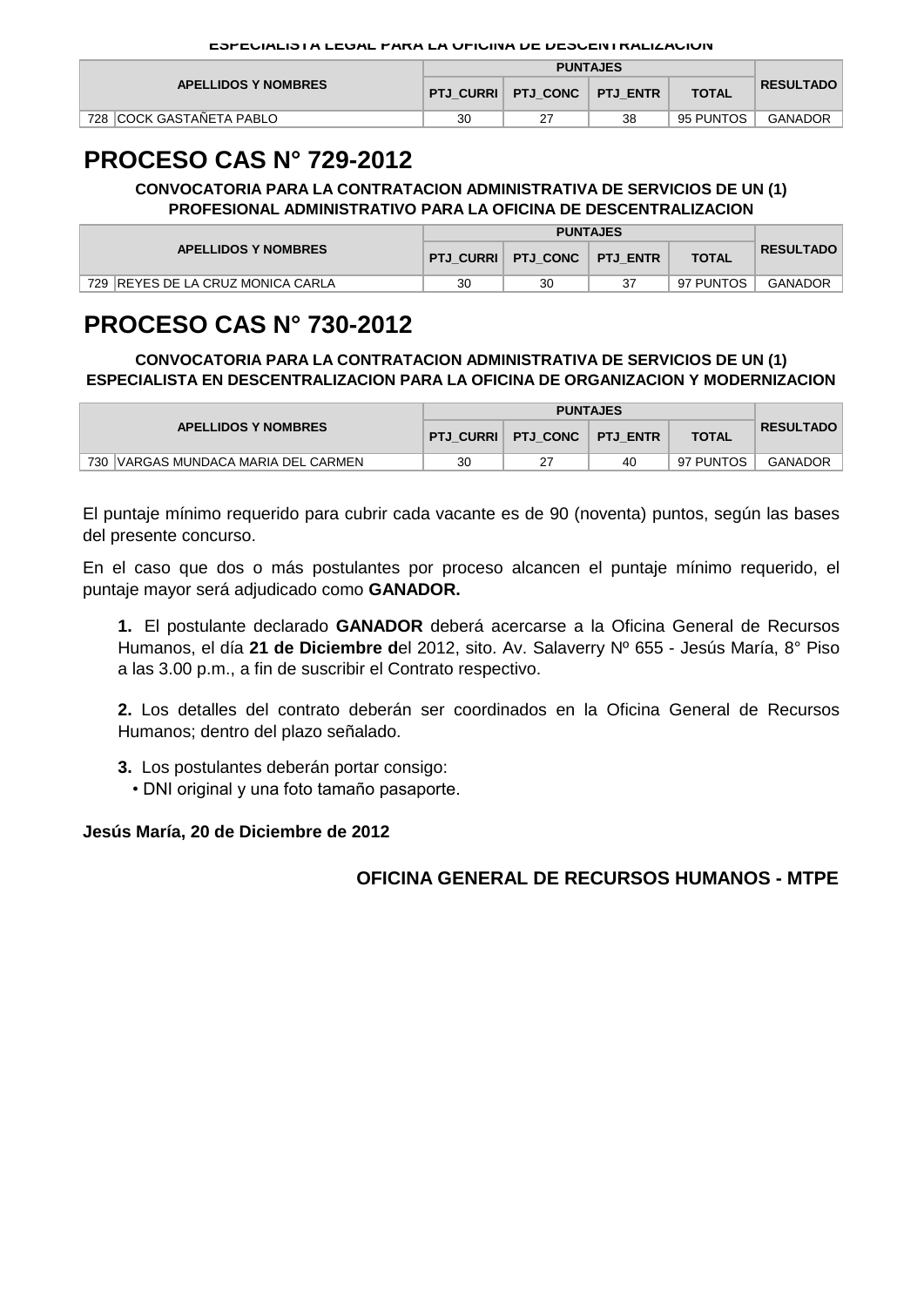**ESPECIALISTA LEGAL PARA LA OFICINA DE DESCENTRALIZACION**

| APELLIDOS Y NOMBRES | | PUNTAJES | | | | RESULTADO |
|---|---|---|---|---|---|---|
| | | PTJ_CURRI | PTJ_CONC | PTJ_ENTR | TOTAL | |
| 728 | COCK GASTAÑETA PABLO | 30 | 27 | 38 | 95 PUNTOS | GANADOR |

# PROCESO CAS N° 729-2012

**CONVOCATORIA PARA LA CONTRATACION ADMINISTRATIVA DE SERVICIOS DE UN (1) PROFESIONAL ADMINISTRATIVO PARA LA OFICINA DE DESCENTRALIZACION**

| APELLIDOS Y NOMBRES | | PUNTAJES | | | | RESULTADO |
|---|---|---|---|---|---|---|
| | | PTJ_CURRI | PTJ_CONC | PTJ_ENTR | TOTAL | |
| 729 | REYES DE LA CRUZ MONICA CARLA | 30 | 30 | 37 | 97 PUNTOS | GANADOR |

# PROCESO CAS N° 730-2012

**CONVOCATORIA PARA LA CONTRATACION ADMINISTRATIVA DE SERVICIOS DE UN (1) ESPECIALISTA EN DESCENTRALIZACION PARA LA OFICINA DE ORGANIZACION Y MODERNIZACION**

| APELLIDOS Y NOMBRES | | PUNTAJES | | | | RESULTADO |
|---|---|---|---|---|---|---|
| | | PTJ_CURRI | PTJ_CONC | PTJ_ENTR | TOTAL | |
| 730 | VARGAS MUNDACA MARIA DEL CARMEN | 30 | 27 | 40 | 97 PUNTOS | GANADOR |

El puntaje mínimo requerido para cubrir cada vacante es de 90 (noventa) puntos, según las bases del presente concurso.

En el caso que dos o más postulantes por proceso alcancen el puntaje mínimo requerido, el puntaje mayor será adjudicado como **GANADOR.**

**1.** El postulante declarado **GANADOR** deberá acercarse a la Oficina General de Recursos Humanos, el día **21 de Diciembre d**el 2012, sito. Av. Salaverry Nº 655 - Jesús María, 8° Piso a las 3.00 p.m., a fin de suscribir el Contrato respectivo.

**2.** Los detalles del contrato deberán ser coordinados en la Oficina General de Recursos Humanos; dentro del plazo señalado.

**3.** Los postulantes deberán portar consigo:
- DNI original y una foto tamaño pasaporte.

**Jesús María, 20 de Diciembre de 2012**

**OFICINA GENERAL DE RECURSOS HUMANOS - MTPE**